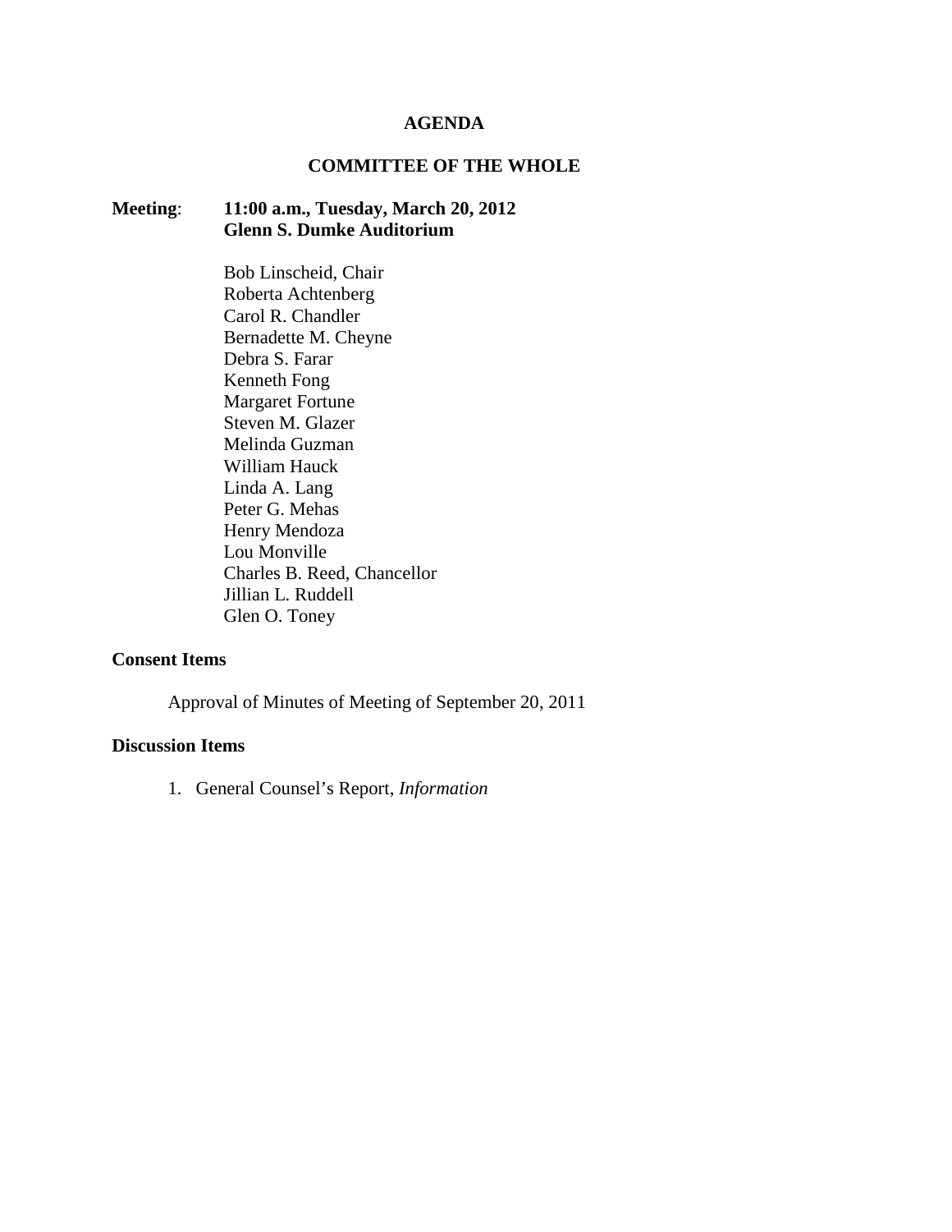# AGENDA

## COMMITTEE OF THE WHOLE

**Meeting**: **11:00 a.m., Tuesday, March 20, 2012**
**Glenn S. Dumke Auditorium**

Bob Linscheid, Chair
Roberta Achtenberg
Carol R. Chandler
Bernadette M. Cheyne
Debra S. Farar
Kenneth Fong
Margaret Fortune
Steven M. Glazer
Melinda Guzman
William Hauck
Linda A. Lang
Peter G. Mehas
Henry Mendoza
Lou Monville
Charles B. Reed, Chancellor
Jillian L. Ruddell
Glen O. Toney

**Consent Items**

Approval of Minutes of Meeting of September 20, 2011

**Discussion Items**

1. General Counsel's Report, *Information*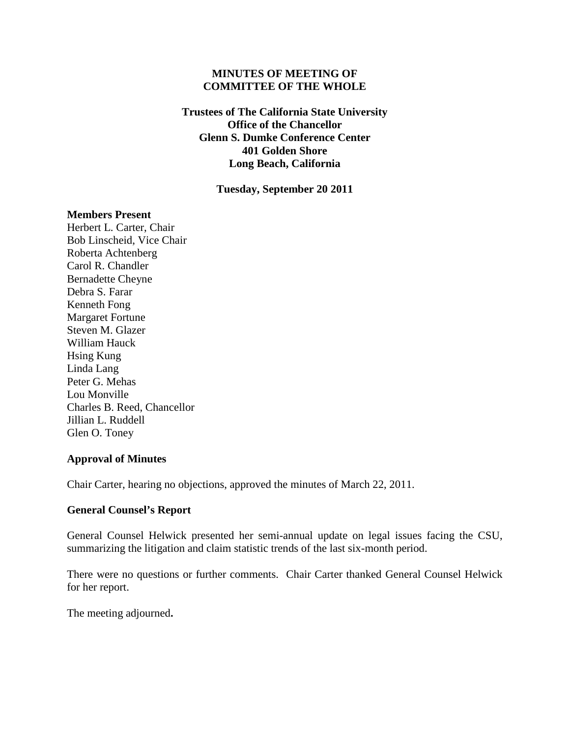**MINUTES OF MEETING OF**
**COMMITTEE OF THE WHOLE**

**Trustees of The California State University**
**Office of the Chancellor**
**Glenn S. Dumke Conference Center**
**401 Golden Shore**
**Long Beach, California**

**Tuesday, September 20 2011**

**Members Present**

Herbert L. Carter, Chair
Bob Linscheid, Vice Chair
Roberta Achtenberg
Carol R. Chandler
Bernadette Cheyne
Debra S. Farar
Kenneth Fong
Margaret Fortune
Steven M. Glazer
William Hauck
Hsing Kung
Linda Lang
Peter G. Mehas
Lou Monville
Charles B. Reed, Chancellor
Jillian L. Ruddell
Glen O. Toney

**Approval of Minutes**

Chair Carter, hearing no objections, approved the minutes of March 22, 2011.

**General Counsel's Report**

General Counsel Helwick presented her semi-annual update on legal issues facing the CSU, summarizing the litigation and claim statistic trends of the last six-month period.

There were no questions or further comments. Chair Carter thanked General Counsel Helwick for her report.

The meeting adjourned.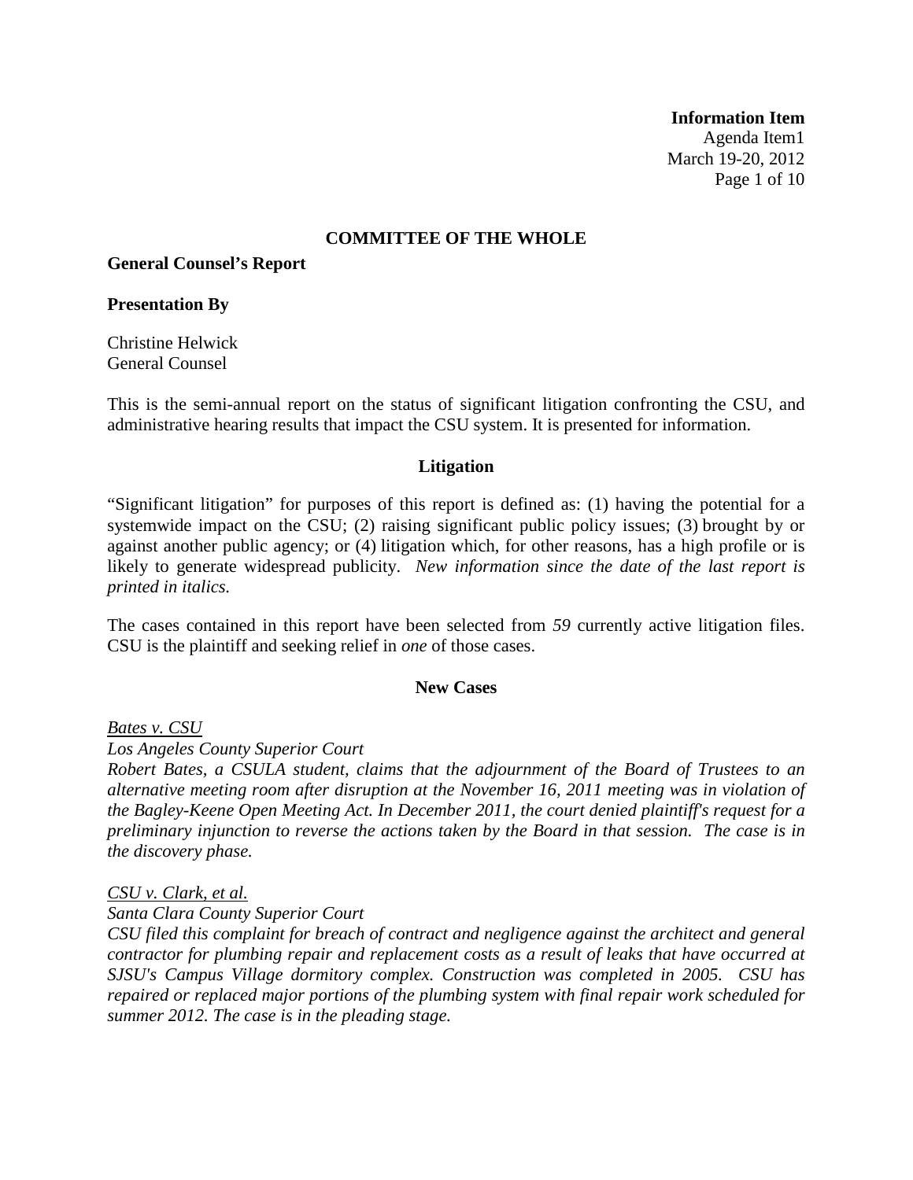**Information Item**
Agenda Item1
March 19-20, 2012

## COMMITTEE OF THE WHOLE

**General Counsel's Report**

**Presentation By**

Christine Helwick
General Counsel

This is the semi-annual report on the status of significant litigation confronting the CSU, and administrative hearing results that impact the CSU system. It is presented for information.

### Litigation

"Significant litigation" for purposes of this report is defined as: (1) having the potential for a systemwide impact on the CSU; (2) raising significant public policy issues; (3) brought by or against another public agency; or (4) litigation which, for other reasons, has a high profile or is likely to generate widespread publicity. *New information since the date of the last report is printed in italics.*

The cases contained in this report have been selected from *59* currently active litigation files. CSU is the plaintiff and seeking relief in *one* of those cases.

### New Cases

*Bates v. CSU*
*Los Angeles County Superior Court*
*Robert Bates, a CSULA student, claims that the adjournment of the Board of Trustees to an alternative meeting room after disruption at the November 16, 2011 meeting was in violation of the Bagley-Keene Open Meeting Act. In December 2011, the court denied plaintiff's request for a preliminary injunction to reverse the actions taken by the Board in that session. The case is in the discovery phase.*

*CSU v. Clark, et al.*
*Santa Clara County Superior Court*
*CSU filed this complaint for breach of contract and negligence against the architect and general contractor for plumbing repair and replacement costs as a result of leaks that have occurred at SJSU's Campus Village dormitory complex. Construction was completed in 2005. CSU has repaired or replaced major portions of the plumbing system with final repair work scheduled for summer 2012. The case is in the pleading stage.*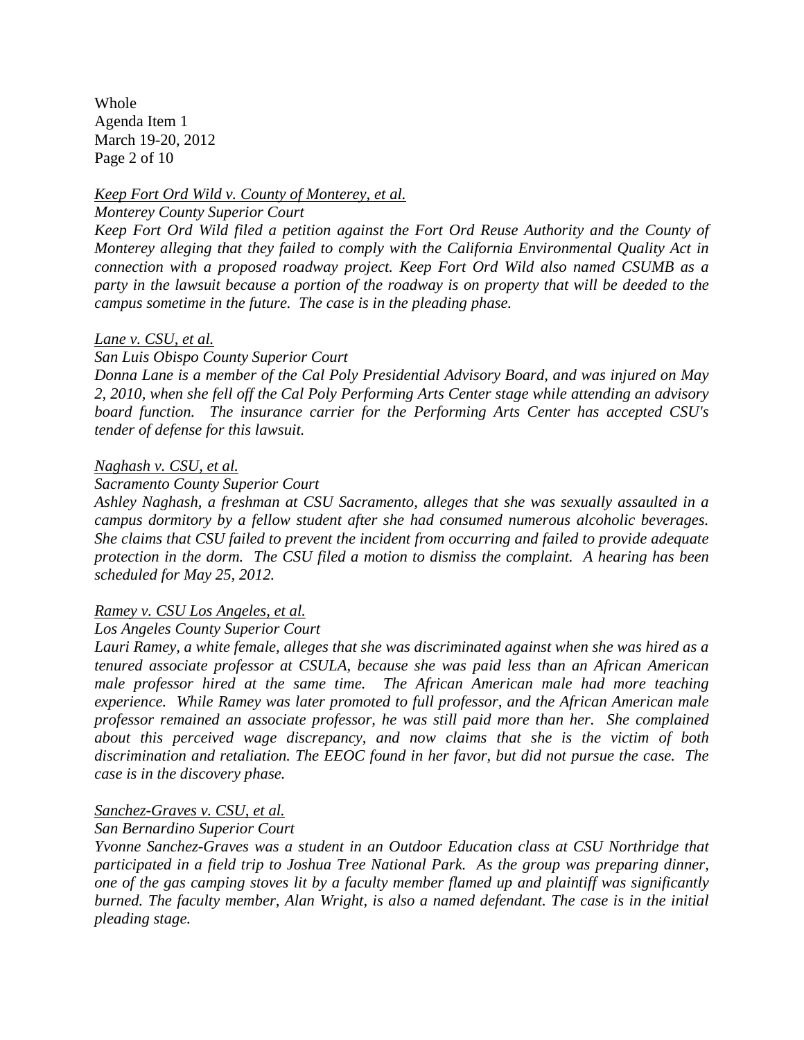*Keep Fort Ord Wild v. County of Monterey, et al.*

*Monterey County Superior Court*

*Keep Fort Ord Wild filed a petition against the Fort Ord Reuse Authority and the County of Monterey alleging that they failed to comply with the California Environmental Quality Act in connection with a proposed roadway project. Keep Fort Ord Wild also named CSUMB as a party in the lawsuit because a portion of the roadway is on property that will be deeded to the campus sometime in the future. The case is in the pleading phase.*

*Lane v. CSU, et al.*

*San Luis Obispo County Superior Court*

*Donna Lane is a member of the Cal Poly Presidential Advisory Board, and was injured on May 2, 2010, when she fell off the Cal Poly Performing Arts Center stage while attending an advisory board function. The insurance carrier for the Performing Arts Center has accepted CSU's tender of defense for this lawsuit.*

*Naghash v. CSU, et al.*

*Sacramento County Superior Court*

*Ashley Naghash, a freshman at CSU Sacramento, alleges that she was sexually assaulted in a campus dormitory by a fellow student after she had consumed numerous alcoholic beverages. She claims that CSU failed to prevent the incident from occurring and failed to provide adequate protection in the dorm. The CSU filed a motion to dismiss the complaint. A hearing has been scheduled for May 25, 2012.*

*Ramey v. CSU Los Angeles, et al.*

*Los Angeles County Superior Court*

*Lauri Ramey, a white female, alleges that she was discriminated against when she was hired as a tenured associate professor at CSULA, because she was paid less than an African American male professor hired at the same time. The African American male had more teaching experience. While Ramey was later promoted to full professor, and the African American male professor remained an associate professor, he was still paid more than her. She complained about this perceived wage discrepancy, and now claims that she is the victim of both discrimination and retaliation. The EEOC found in her favor, but did not pursue the case. The case is in the discovery phase.*

*Sanchez-Graves v. CSU, et al.*

*San Bernardino Superior Court*

*Yvonne Sanchez-Graves was a student in an Outdoor Education class at CSU Northridge that participated in a field trip to Joshua Tree National Park. As the group was preparing dinner, one of the gas camping stoves lit by a faculty member flamed up and plaintiff was significantly burned. The faculty member, Alan Wright, is also a named defendant. The case is in the initial pleading stage.*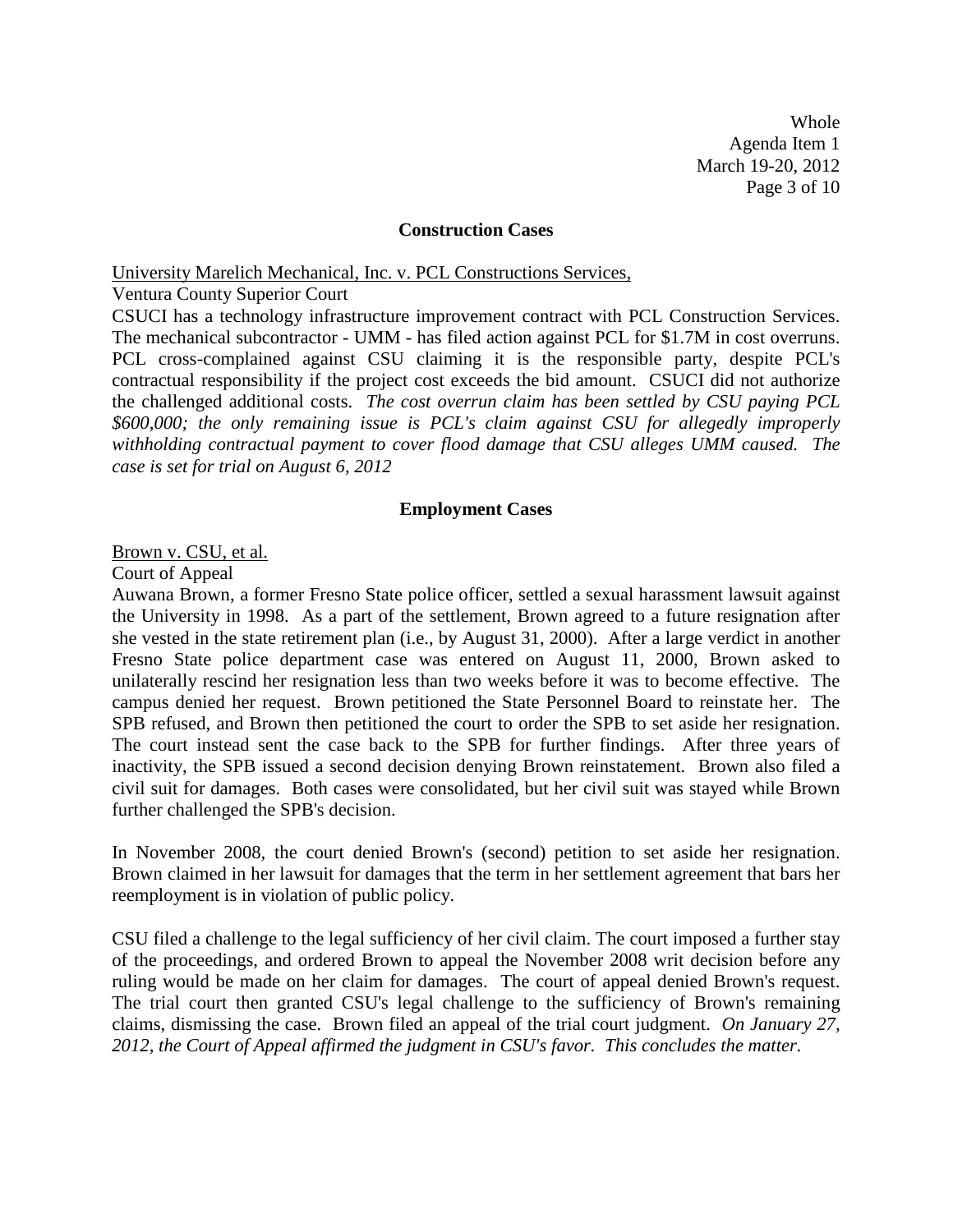## Construction Cases

University Marelich Mechanical, Inc. v. PCL Constructions Services,
Ventura County Superior Court
CSUCI has a technology infrastructure improvement contract with PCL Construction Services. The mechanical subcontractor - UMM - has filed action against PCL for $1.7M in cost overruns. PCL cross-complained against CSU claiming it is the responsible party, despite PCL's contractual responsibility if the project cost exceeds the bid amount. CSUCI did not authorize the challenged additional costs. *The cost overrun claim has been settled by CSU paying PCL $600,000; the only remaining issue is PCL's claim against CSU for allegedly improperly withholding contractual payment to cover flood damage that CSU alleges UMM caused. The case is set for trial on August 6, 2012*

## Employment Cases

Brown v. CSU, et al.
Court of Appeal
Auwana Brown, a former Fresno State police officer, settled a sexual harassment lawsuit against the University in 1998. As a part of the settlement, Brown agreed to a future resignation after she vested in the state retirement plan (i.e., by August 31, 2000). After a large verdict in another Fresno State police department case was entered on August 11, 2000, Brown asked to unilaterally rescind her resignation less than two weeks before it was to become effective. The campus denied her request. Brown petitioned the State Personnel Board to reinstate her. The SPB refused, and Brown then petitioned the court to order the SPB to set aside her resignation. The court instead sent the case back to the SPB for further findings. After three years of inactivity, the SPB issued a second decision denying Brown reinstatement. Brown also filed a civil suit for damages. Both cases were consolidated, but her civil suit was stayed while Brown further challenged the SPB's decision.

In November 2008, the court denied Brown's (second) petition to set aside her resignation. Brown claimed in her lawsuit for damages that the term in her settlement agreement that bars her reemployment is in violation of public policy.

CSU filed a challenge to the legal sufficiency of her civil claim. The court imposed a further stay of the proceedings, and ordered Brown to appeal the November 2008 writ decision before any ruling would be made on her claim for damages. The court of appeal denied Brown's request. The trial court then granted CSU's legal challenge to the sufficiency of Brown's remaining claims, dismissing the case. Brown filed an appeal of the trial court judgment. *On January 27, 2012, the Court of Appeal affirmed the judgment in CSU's favor. This concludes the matter.*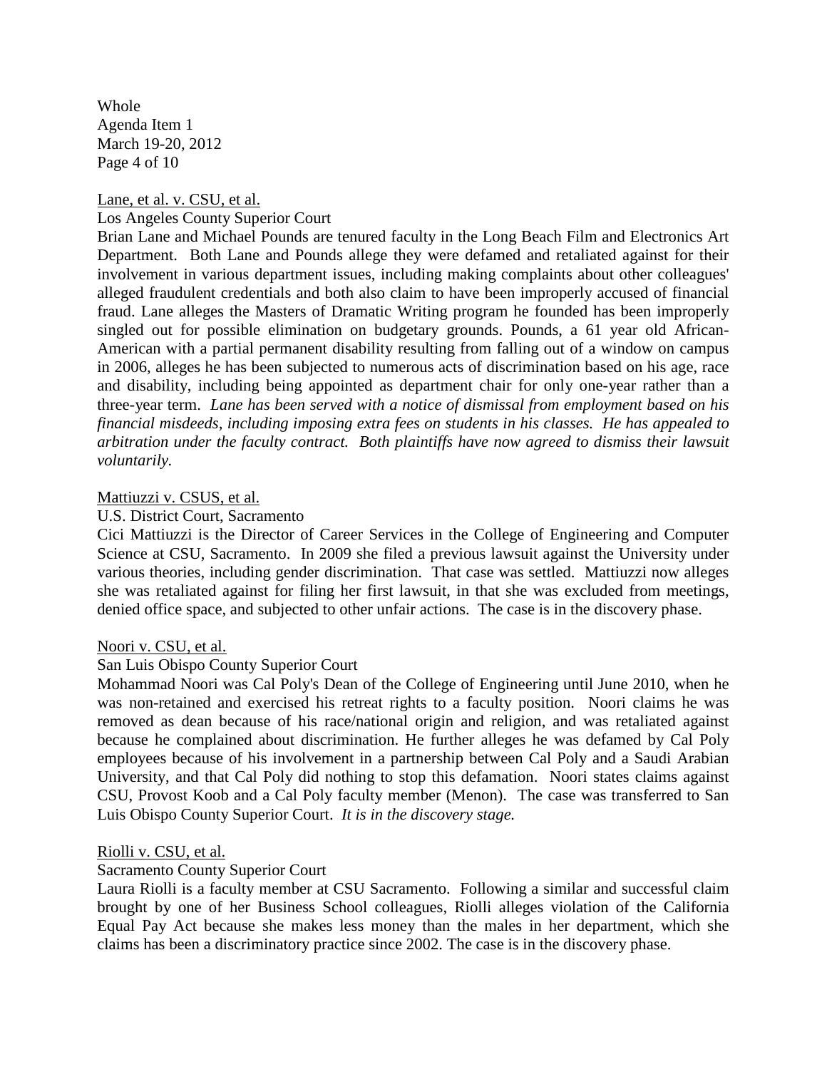Lane, et al. v. CSU, et al.

Los Angeles County Superior Court

Brian Lane and Michael Pounds are tenured faculty in the Long Beach Film and Electronics Art Department. Both Lane and Pounds allege they were defamed and retaliated against for their involvement in various department issues, including making complaints about other colleagues' alleged fraudulent credentials and both also claim to have been improperly accused of financial fraud. Lane alleges the Masters of Dramatic Writing program he founded has been improperly singled out for possible elimination on budgetary grounds. Pounds, a 61 year old African-American with a partial permanent disability resulting from falling out of a window on campus in 2006, alleges he has been subjected to numerous acts of discrimination based on his age, race and disability, including being appointed as department chair for only one-year rather than a three-year term. *Lane has been served with a notice of dismissal from employment based on his financial misdeeds, including imposing extra fees on students in his classes. He has appealed to arbitration under the faculty contract. Both plaintiffs have now agreed to dismiss their lawsuit voluntarily.*

Mattiuzzi v. CSUS, et al.

U.S. District Court, Sacramento

Cici Mattiuzzi is the Director of Career Services in the College of Engineering and Computer Science at CSU, Sacramento. In 2009 she filed a previous lawsuit against the University under various theories, including gender discrimination. That case was settled. Mattiuzzi now alleges she was retaliated against for filing her first lawsuit, in that she was excluded from meetings, denied office space, and subjected to other unfair actions. The case is in the discovery phase.

Noori v. CSU, et al.

San Luis Obispo County Superior Court

Mohammad Noori was Cal Poly's Dean of the College of Engineering until June 2010, when he was non-retained and exercised his retreat rights to a faculty position. Noori claims he was removed as dean because of his race/national origin and religion, and was retaliated against because he complained about discrimination. He further alleges he was defamed by Cal Poly employees because of his involvement in a partnership between Cal Poly and a Saudi Arabian University, and that Cal Poly did nothing to stop this defamation. Noori states claims against CSU, Provost Koob and a Cal Poly faculty member (Menon). The case was transferred to San Luis Obispo County Superior Court. *It is in the discovery stage.*

Riolli v. CSU, et al.

Sacramento County Superior Court

Laura Riolli is a faculty member at CSU Sacramento. Following a similar and successful claim brought by one of her Business School colleagues, Riolli alleges violation of the California Equal Pay Act because she makes less money than the males in her department, which she claims has been a discriminatory practice since 2002. The case is in the discovery phase.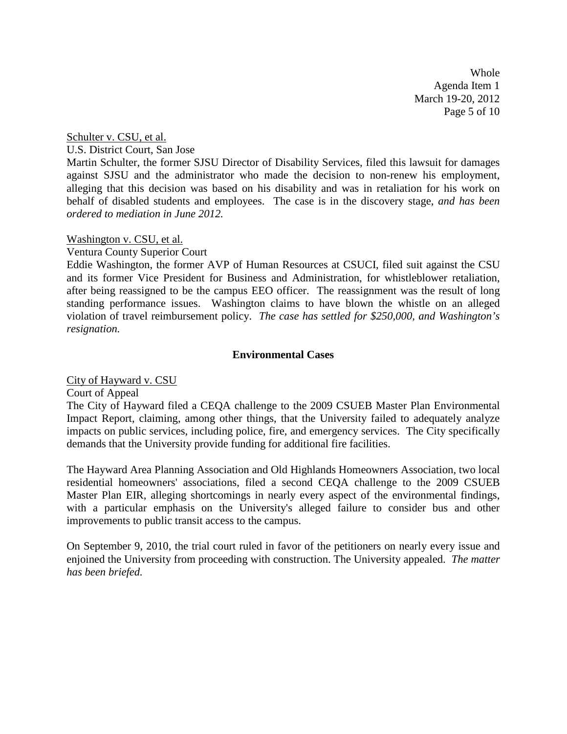Schulter v. CSU, et al.

U.S. District Court, San Jose

Martin Schulter, the former SJSU Director of Disability Services, filed this lawsuit for damages against SJSU and the administrator who made the decision to non-renew his employment, alleging that this decision was based on his disability and was in retaliation for his work on behalf of disabled students and employees. The case is in the discovery stage, *and has been ordered to mediation in June 2012.*

Washington v. CSU, et al.

Ventura County Superior Court

Eddie Washington, the former AVP of Human Resources at CSUCI, filed suit against the CSU and its former Vice President for Business and Administration, for whistleblower retaliation, after being reassigned to be the campus EEO officer. The reassignment was the result of long standing performance issues. Washington claims to have blown the whistle on an alleged violation of travel reimbursement policy. *The case has settled for $250,000, and Washington's resignation.*

## Environmental Cases

City of Hayward v. CSU

Court of Appeal

The City of Hayward filed a CEQA challenge to the 2009 CSUEB Master Plan Environmental Impact Report, claiming, among other things, that the University failed to adequately analyze impacts on public services, including police, fire, and emergency services. The City specifically demands that the University provide funding for additional fire facilities.

The Hayward Area Planning Association and Old Highlands Homeowners Association, two local residential homeowners' associations, filed a second CEQA challenge to the 2009 CSUEB Master Plan EIR, alleging shortcomings in nearly every aspect of the environmental findings, with a particular emphasis on the University's alleged failure to consider bus and other improvements to public transit access to the campus.

On September 9, 2010, the trial court ruled in favor of the petitioners on nearly every issue and enjoined the University from proceeding with construction. The University appealed. *The matter has been briefed.*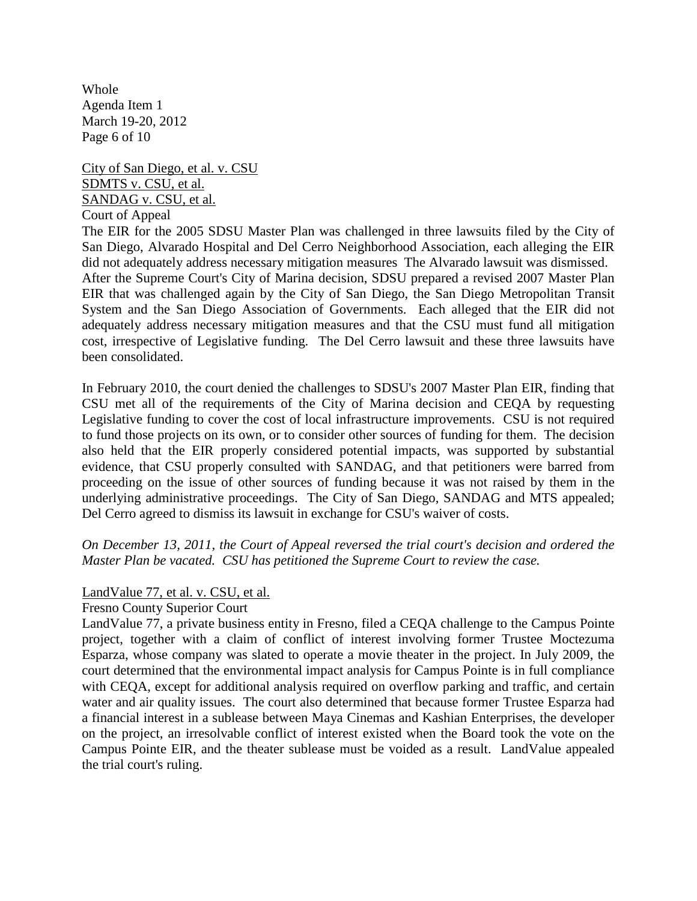<u>City of San Diego, et al. v. CSU</u>
<u>SDMTS v. CSU, et al.</u>
<u>SANDAG v. CSU, et al.</u>
Court of Appeal

The EIR for the 2005 SDSU Master Plan was challenged in three lawsuits filed by the City of San Diego, Alvarado Hospital and Del Cerro Neighborhood Association, each alleging the EIR did not adequately address necessary mitigation measures The Alvarado lawsuit was dismissed. After the Supreme Court's City of Marina decision, SDSU prepared a revised 2007 Master Plan EIR that was challenged again by the City of San Diego, the San Diego Metropolitan Transit System and the San Diego Association of Governments. Each alleged that the EIR did not adequately address necessary mitigation measures and that the CSU must fund all mitigation cost, irrespective of Legislative funding. The Del Cerro lawsuit and these three lawsuits have been consolidated.

In February 2010, the court denied the challenges to SDSU's 2007 Master Plan EIR, finding that CSU met all of the requirements of the City of Marina decision and CEQA by requesting Legislative funding to cover the cost of local infrastructure improvements. CSU is not required to fund those projects on its own, or to consider other sources of funding for them. The decision also held that the EIR properly considered potential impacts, was supported by substantial evidence, that CSU properly consulted with SANDAG, and that petitioners were barred from proceeding on the issue of other sources of funding because it was not raised by them in the underlying administrative proceedings. The City of San Diego, SANDAG and MTS appealed; Del Cerro agreed to dismiss its lawsuit in exchange for CSU's waiver of costs.

*On December 13, 2011, the Court of Appeal reversed the trial court's decision and ordered the Master Plan be vacated. CSU has petitioned the Supreme Court to review the case.*

<u>LandValue 77, et al. v. CSU, et al.</u>
Fresno County Superior Court

LandValue 77, a private business entity in Fresno, filed a CEQA challenge to the Campus Pointe project, together with a claim of conflict of interest involving former Trustee Moctezuma Esparza, whose company was slated to operate a movie theater in the project. In July 2009, the court determined that the environmental impact analysis for Campus Pointe is in full compliance with CEQA, except for additional analysis required on overflow parking and traffic, and certain water and air quality issues. The court also determined that because former Trustee Esparza had a financial interest in a sublease between Maya Cinemas and Kashian Enterprises, the developer on the project, an irresolvable conflict of interest existed when the Board took the vote on the Campus Pointe EIR, and the theater sublease must be voided as a result. LandValue appealed the trial court's ruling.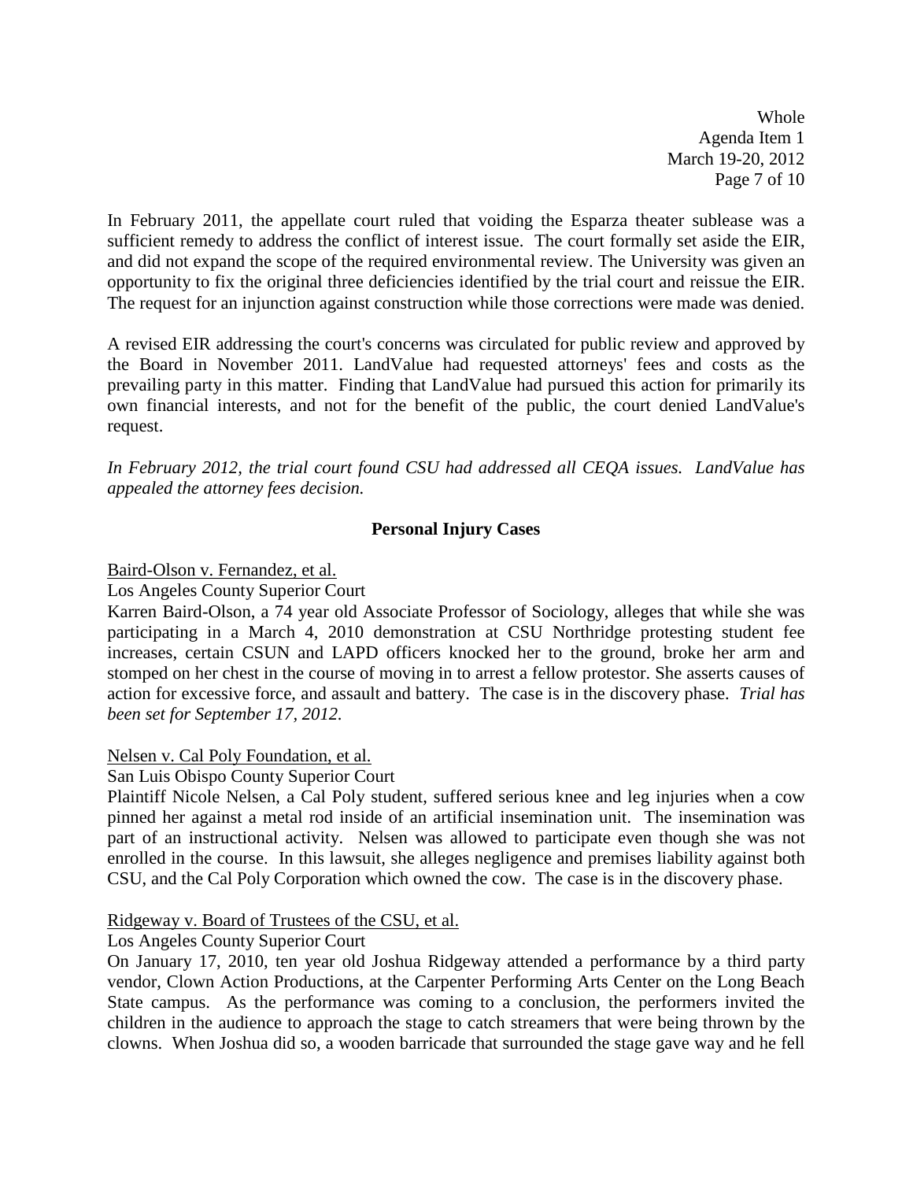In February 2011, the appellate court ruled that voiding the Esparza theater sublease was a sufficient remedy to address the conflict of interest issue. The court formally set aside the EIR, and did not expand the scope of the required environmental review. The University was given an opportunity to fix the original three deficiencies identified by the trial court and reissue the EIR. The request for an injunction against construction while those corrections were made was denied.

A revised EIR addressing the court's concerns was circulated for public review and approved by the Board in November 2011. LandValue had requested attorneys' fees and costs as the prevailing party in this matter. Finding that LandValue had pursued this action for primarily its own financial interests, and not for the benefit of the public, the court denied LandValue's request.

*In February 2012, the trial court found CSU had addressed all CEQA issues. LandValue has appealed the attorney fees decision.*

## Personal Injury Cases

Baird-Olson v. Fernandez, et al.
Los Angeles County Superior Court
Karren Baird-Olson, a 74 year old Associate Professor of Sociology, alleges that while she was participating in a March 4, 2010 demonstration at CSU Northridge protesting student fee increases, certain CSUN and LAPD officers knocked her to the ground, broke her arm and stomped on her chest in the course of moving in to arrest a fellow protestor. She asserts causes of action for excessive force, and assault and battery. The case is in the discovery phase. *Trial has been set for September 17, 2012.*

Nelsen v. Cal Poly Foundation, et al.
San Luis Obispo County Superior Court
Plaintiff Nicole Nelsen, a Cal Poly student, suffered serious knee and leg injuries when a cow pinned her against a metal rod inside of an artificial insemination unit. The insemination was part of an instructional activity. Nelsen was allowed to participate even though she was not enrolled in the course. In this lawsuit, she alleges negligence and premises liability against both CSU, and the Cal Poly Corporation which owned the cow. The case is in the discovery phase.

Ridgeway v. Board of Trustees of the CSU, et al.
Los Angeles County Superior Court
On January 17, 2010, ten year old Joshua Ridgeway attended a performance by a third party vendor, Clown Action Productions, at the Carpenter Performing Arts Center on the Long Beach State campus. As the performance was coming to a conclusion, the performers invited the children in the audience to approach the stage to catch streamers that were being thrown by the clowns. When Joshua did so, a wooden barricade that surrounded the stage gave way and he fell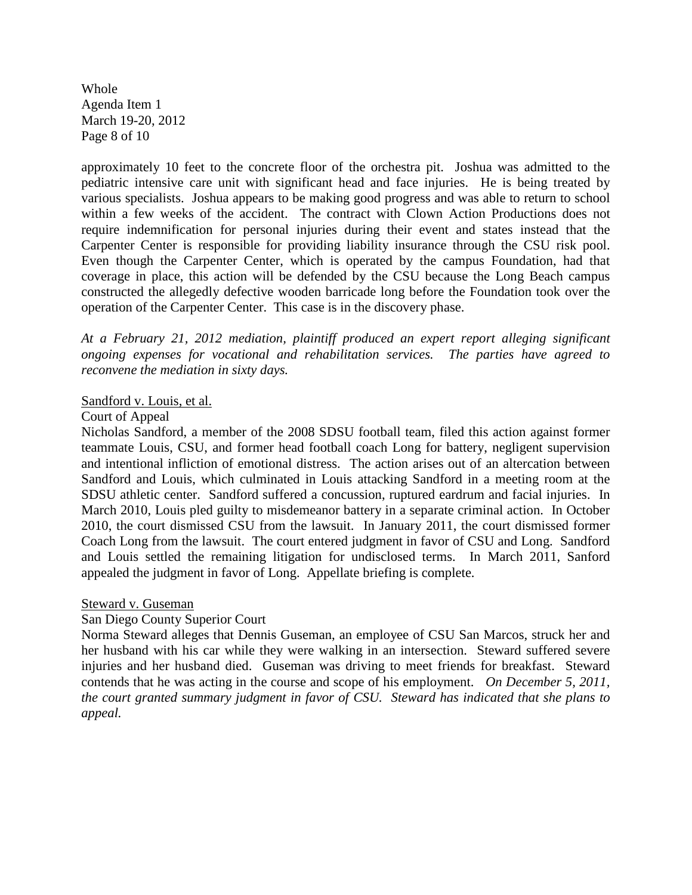approximately 10 feet to the concrete floor of the orchestra pit. Joshua was admitted to the pediatric intensive care unit with significant head and face injuries. He is being treated by various specialists. Joshua appears to be making good progress and was able to return to school within a few weeks of the accident. The contract with Clown Action Productions does not require indemnification for personal injuries during their event and states instead that the Carpenter Center is responsible for providing liability insurance through the CSU risk pool. Even though the Carpenter Center, which is operated by the campus Foundation, had that coverage in place, this action will be defended by the CSU because the Long Beach campus constructed the allegedly defective wooden barricade long before the Foundation took over the operation of the Carpenter Center. This case is in the discovery phase.

*At a February 21, 2012 mediation, plaintiff produced an expert report alleging significant ongoing expenses for vocational and rehabilitation services. The parties have agreed to reconvene the mediation in sixty days.*

<u>Sandford v. Louis, et al.</u>

Court of Appeal

Nicholas Sandford, a member of the 2008 SDSU football team, filed this action against former teammate Louis, CSU, and former head football coach Long for battery, negligent supervision and intentional infliction of emotional distress. The action arises out of an altercation between Sandford and Louis, which culminated in Louis attacking Sandford in a meeting room at the SDSU athletic center. Sandford suffered a concussion, ruptured eardrum and facial injuries. In March 2010, Louis pled guilty to misdemeanor battery in a separate criminal action. In October 2010, the court dismissed CSU from the lawsuit. In January 2011, the court dismissed former Coach Long from the lawsuit. The court entered judgment in favor of CSU and Long. Sandford and Louis settled the remaining litigation for undisclosed terms. In March 2011, Sanford appealed the judgment in favor of Long. Appellate briefing is complete.

<u>Steward v. Guseman</u>

San Diego County Superior Court

Norma Steward alleges that Dennis Guseman, an employee of CSU San Marcos, struck her and her husband with his car while they were walking in an intersection. Steward suffered severe injuries and her husband died. Guseman was driving to meet friends for breakfast. Steward contends that he was acting in the course and scope of his employment. *On December 5, 2011, the court granted summary judgment in favor of CSU. Steward has indicated that she plans to appeal.*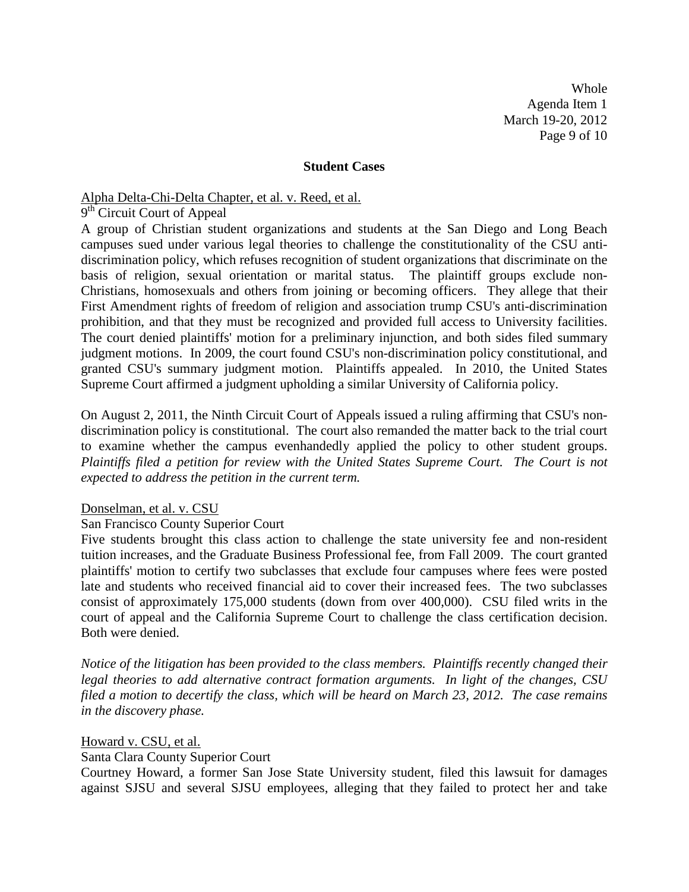## Student Cases

Alpha Delta-Chi-Delta Chapter, et al. v. Reed, et al.

9th Circuit Court of Appeal

A group of Christian student organizations and students at the San Diego and Long Beach campuses sued under various legal theories to challenge the constitutionality of the CSU anti-discrimination policy, which refuses recognition of student organizations that discriminate on the basis of religion, sexual orientation or marital status. The plaintiff groups exclude non-Christians, homosexuals and others from joining or becoming officers. They allege that their First Amendment rights of freedom of religion and association trump CSU's anti-discrimination prohibition, and that they must be recognized and provided full access to University facilities. The court denied plaintiffs' motion for a preliminary injunction, and both sides filed summary judgment motions. In 2009, the court found CSU's non-discrimination policy constitutional, and granted CSU's summary judgment motion. Plaintiffs appealed. In 2010, the United States Supreme Court affirmed a judgment upholding a similar University of California policy.

On August 2, 2011, the Ninth Circuit Court of Appeals issued a ruling affirming that CSU's non-discrimination policy is constitutional. The court also remanded the matter back to the trial court to examine whether the campus evenhandedly applied the policy to other student groups. *Plaintiffs filed a petition for review with the United States Supreme Court. The Court is not expected to address the petition in the current term.*

Donselman, et al. v. CSU

San Francisco County Superior Court

Five students brought this class action to challenge the state university fee and non-resident tuition increases, and the Graduate Business Professional fee, from Fall 2009. The court granted plaintiffs' motion to certify two subclasses that exclude four campuses where fees were posted late and students who received financial aid to cover their increased fees. The two subclasses consist of approximately 175,000 students (down from over 400,000). CSU filed writs in the court of appeal and the California Supreme Court to challenge the class certification decision. Both were denied.

*Notice of the litigation has been provided to the class members. Plaintiffs recently changed their legal theories to add alternative contract formation arguments. In light of the changes, CSU filed a motion to decertify the class, which will be heard on March 23, 2012. The case remains in the discovery phase.*

Howard v. CSU, et al.

Santa Clara County Superior Court

Courtney Howard, a former San Jose State University student, filed this lawsuit for damages against SJSU and several SJSU employees, alleging that they failed to protect her and take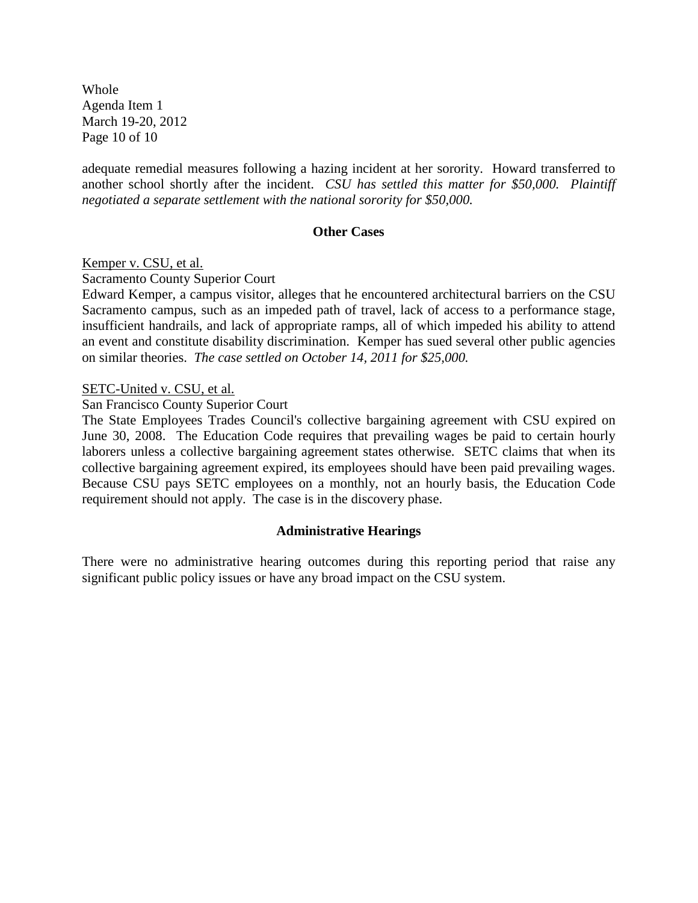adequate remedial measures following a hazing incident at her sorority. Howard transferred to another school shortly after the incident. *CSU has settled this matter for $50,000. Plaintiff negotiated a separate settlement with the national sorority for $50,000.*

## Other Cases

Kemper v. CSU, et al.

Sacramento County Superior Court

Edward Kemper, a campus visitor, alleges that he encountered architectural barriers on the CSU Sacramento campus, such as an impeded path of travel, lack of access to a performance stage, insufficient handrails, and lack of appropriate ramps, all of which impeded his ability to attend an event and constitute disability discrimination. Kemper has sued several other public agencies on similar theories. *The case settled on October 14, 2011 for $25,000.*

SETC-United v. CSU, et al.

San Francisco County Superior Court

The State Employees Trades Council's collective bargaining agreement with CSU expired on June 30, 2008. The Education Code requires that prevailing wages be paid to certain hourly laborers unless a collective bargaining agreement states otherwise. SETC claims that when its collective bargaining agreement expired, its employees should have been paid prevailing wages. Because CSU pays SETC employees on a monthly, not an hourly basis, the Education Code requirement should not apply. The case is in the discovery phase.

## Administrative Hearings

There were no administrative hearing outcomes during this reporting period that raise any significant public policy issues or have any broad impact on the CSU system.